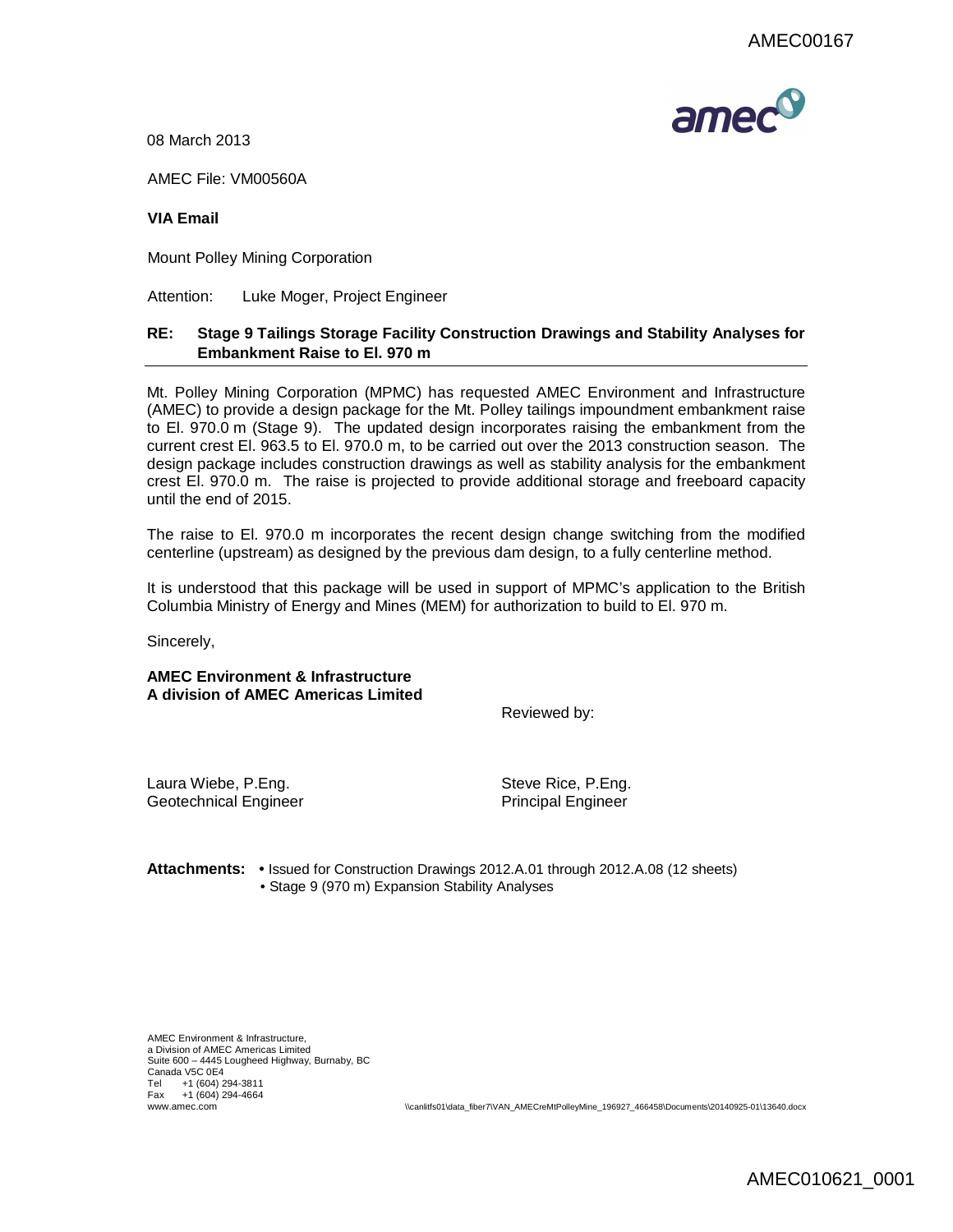08 March 2013

AMEC File: VM00560A

**VIA Email**

Mount Polley Mining Corporation

Attention: Luke Moger, Project Engineer

**RE: Stage 9 Tailings Storage Facility Construction Drawings and Stability Analyses for Embankment Raise to El. 970 m**

Mt. Polley Mining Corporation (MPMC) has requested AMEC Environment and Infrastructure (AMEC) to provide a design package for the Mt. Polley tailings impoundment embankment raise to El. 970.0 m (Stage 9). The updated design incorporates raising the embankment from the current crest El. 963.5 to El. 970.0 m, to be carried out over the 2013 construction season. The design package includes construction drawings as well as stability analysis for the embankment crest El. 970.0 m. The raise is projected to provide additional storage and freeboard capacity until the end of 2015.

The raise to El. 970.0 m incorporates the recent design change switching from the modified centerline (upstream) as designed by the previous dam design, to a fully centerline method.

It is understood that this package will be used in support of MPMC's application to the British Columbia Ministry of Energy and Mines (MEM) for authorization to build to El. 970 m.

Sincerely,

**AMEC Environment & Infrastructure**
**A division of AMEC Americas Limited**

Reviewed by:

Laura Wiebe, P.Eng.
Geotechnical Engineer

Steve Rice, P.Eng.
Principal Engineer

**Attachments:**
- Issued for Construction Drawings 2012.A.01 through 2012.A.08 (12 sheets)
- Stage 9 (970 m) Expansion Stability Analyses

AMEC Environment & Infrastructure,
a Division of AMEC Americas Limited
Suite 600 – 4445 Lougheed Highway, Burnaby, BC
Canada V5C 0E4
Tel +1 (604) 294-3811
Fax +1 (604) 294-4664
www.amec.com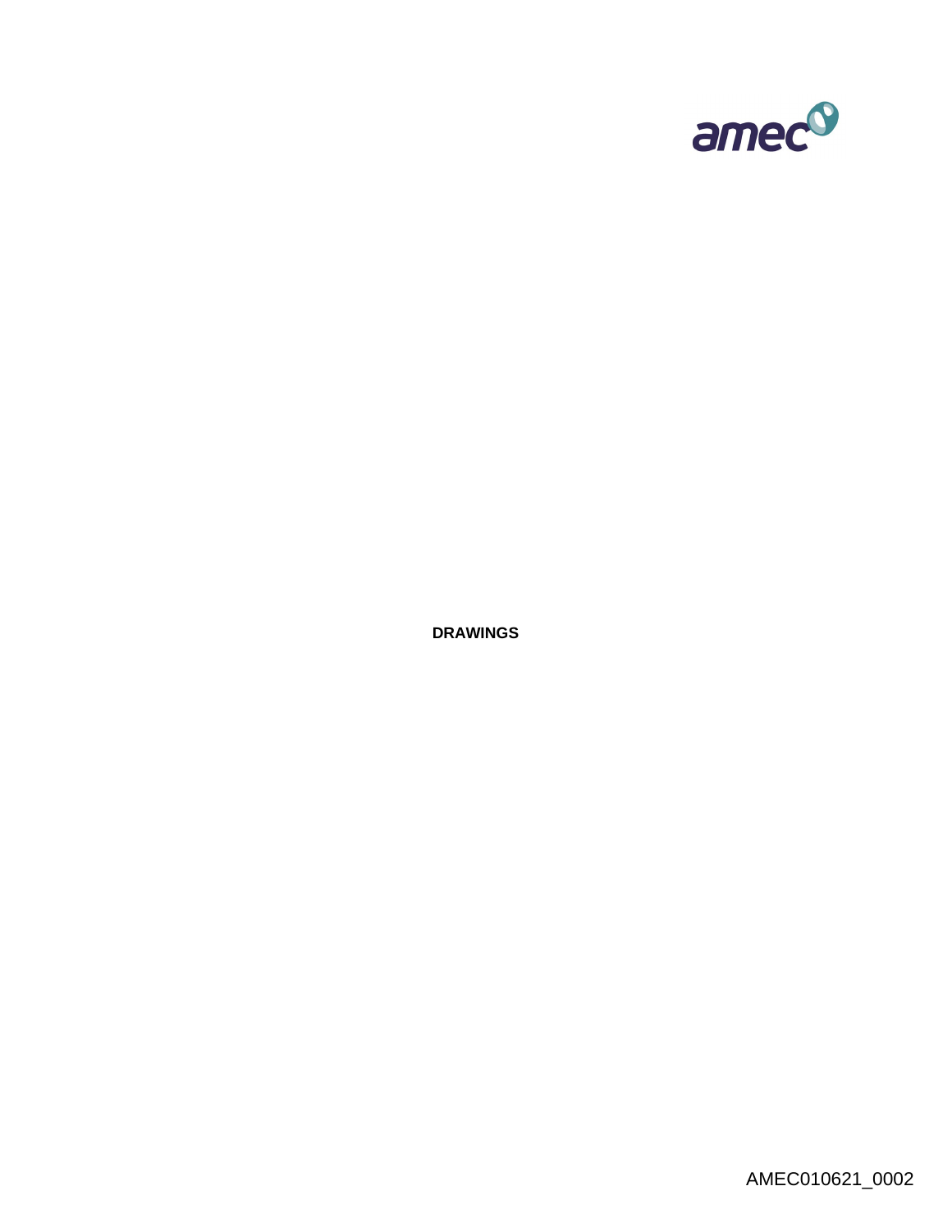**DRAWINGS**

AMEC010621_0002